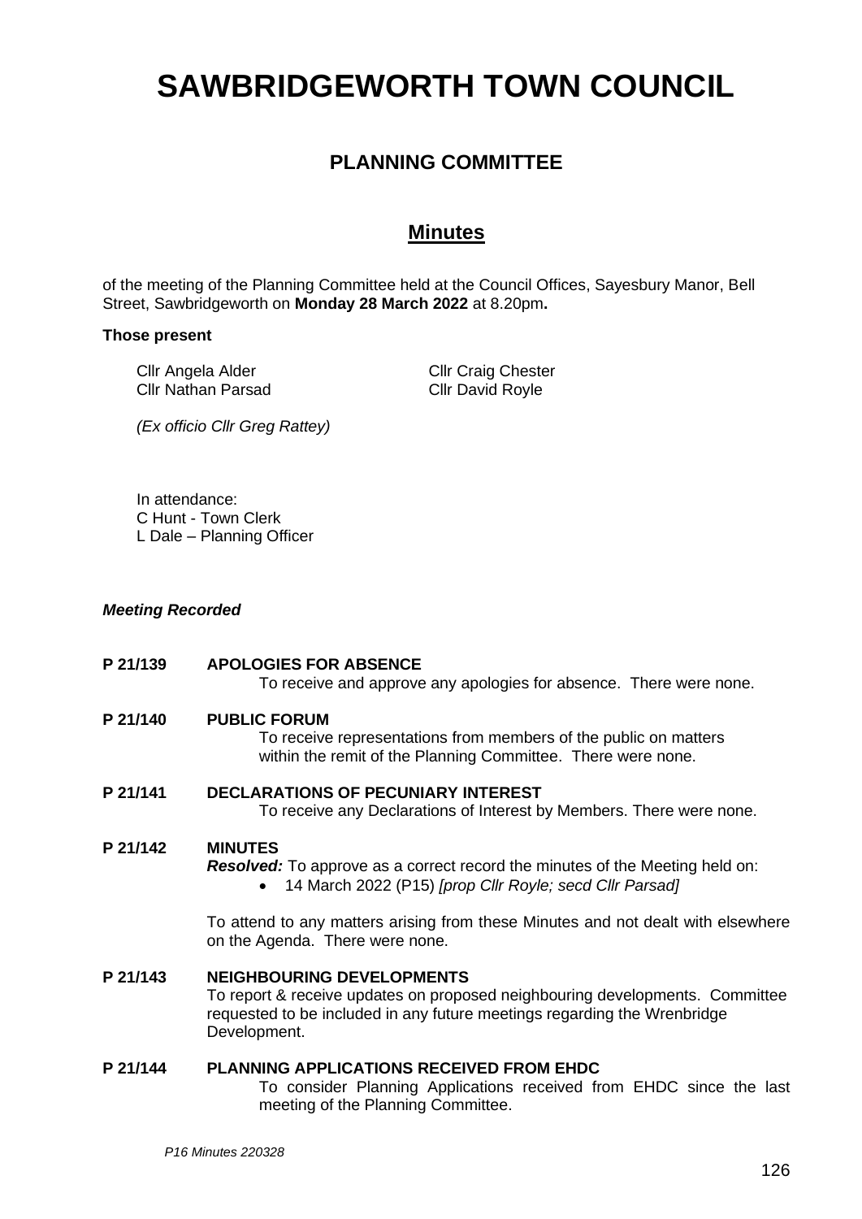# SAWBRIDGEWORTH TOWN COUNCIL

## PLANNING COMMITTEE

## Minutes

of the meeting of the Planning Committee held at the Council Offices, Sayesbury Manor, Bell Street, Sawbridgeworth on **Monday 28 March 2022** at 8.20pm**.**

**Those present**

Cllr Angela Alder
Cllr Craig Chester
Cllr Nathan Parsad
Cllr David Royle

*(Ex officio Cllr Greg Rattey)*

In attendance:
C Hunt - Town Clerk
L Dale – Planning Officer

***Meeting Recorded***

**P 21/139 APOLOGIES FOR ABSENCE**

To receive and approve any apologies for absence. There were none.

**P 21/140 PUBLIC FORUM**

To receive representations from members of the public on matters within the remit of the Planning Committee. There were none.

**P 21/141 DECLARATIONS OF PECUNIARY INTEREST**

To receive any Declarations of Interest by Members. There were none.

**P 21/142 MINUTES**

***Resolved:*** To approve as a correct record the minutes of the Meeting held on:

- 14 March 2022 (P15) *[prop Cllr Royle; secd Cllr Parsad]*

To attend to any matters arising from these Minutes and not dealt with elsewhere on the Agenda. There were none.

**P 21/143 NEIGHBOURING DEVELOPMENTS**

To report & receive updates on proposed neighbouring developments. Committee requested to be included in any future meetings regarding the Wrenbridge Development.

**P 21/144 PLANNING APPLICATIONS RECEIVED FROM EHDC**

To consider Planning Applications received from EHDC since the last meeting of the Planning Committee.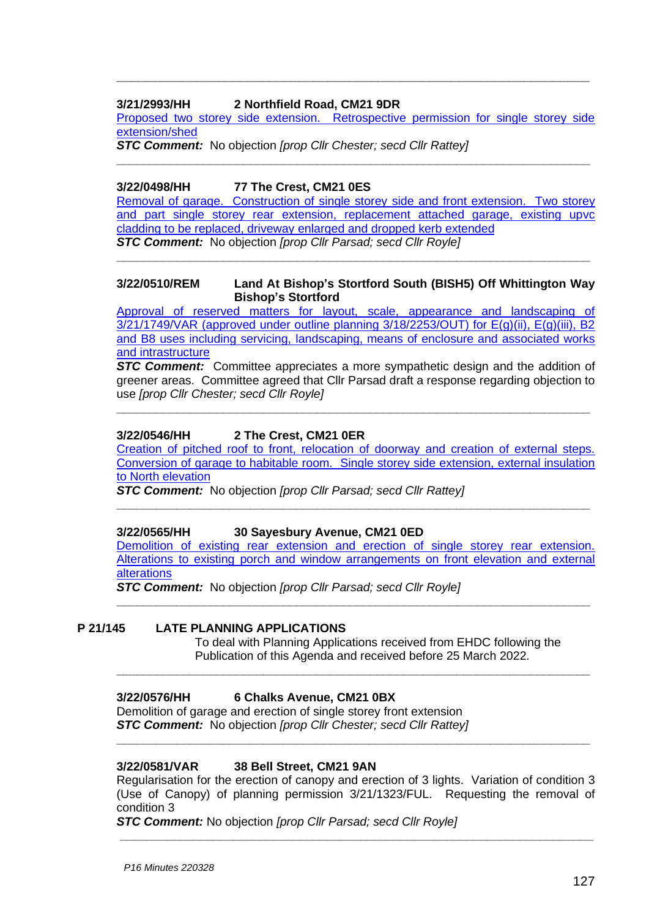---

**3/21/2993/HH 2 Northfield Road, CM21 9DR**

Proposed two storey side extension. Retrospective permission for single storey side extension/shed

***STC Comment:*** No objection *[prop Cllr Chester; secd Cllr Rattey]*

---

**3/22/0498/HH 77 The Crest, CM21 0ES**

Removal of garage. Construction of single storey side and front extension. Two storey and part single storey rear extension, replacement attached garage, existing upvc cladding to be replaced, driveway enlarged and dropped kerb extended

***STC Comment:*** No objection *[prop Cllr Parsad; secd Cllr Royle]*

---

**3/22/0510/REM Land At Bishop's Stortford South (BISH5) Off Whittington Way Bishop's Stortford**

Approval of reserved matters for layout, scale, appearance and landscaping of 3/21/1749/VAR (approved under outline planning 3/18/2253/OUT) for E(g)(ii), E(g)(iii), B2 and B8 uses including servicing, landscaping, means of enclosure and associated works and intrastructure

***STC Comment:*** Committee appreciates a more sympathetic design and the addition of greener areas. Committee agreed that Cllr Parsad draft a response regarding objection to use *[prop Cllr Chester; secd Cllr Royle]*

---

**3/22/0546/HH 2 The Crest, CM21 0ER**

Creation of pitched roof to front, relocation of doorway and creation of external steps. Conversion of garage to habitable room. Single storey side extension, external insulation to North elevation

***STC Comment:*** No objection *[prop Cllr Parsad; secd Cllr Rattey]*

---

**3/22/0565/HH 30 Sayesbury Avenue, CM21 0ED**

Demolition of existing rear extension and erection of single storey rear extension. Alterations to existing porch and window arrangements on front elevation and external alterations

***STC Comment:*** No objection *[prop Cllr Parsad; secd Cllr Royle]*

---

**P 21/145 LATE PLANNING APPLICATIONS**

To deal with Planning Applications received from EHDC following the Publication of this Agenda and received before 25 March 2022.

---

**3/22/0576/HH 6 Chalks Avenue, CM21 0BX**

Demolition of garage and erection of single storey front extension

***STC Comment:*** No objection *[prop Cllr Chester; secd Cllr Rattey]*

---

**3/22/0581/VAR 38 Bell Street, CM21 9AN**

Regularisation for the erection of canopy and erection of 3 lights. Variation of condition 3 (Use of Canopy) of planning permission 3/21/1323/FUL. Requesting the removal of condition 3

***STC Comment:*** No objection *[prop Cllr Parsad; secd Cllr Royle]*

---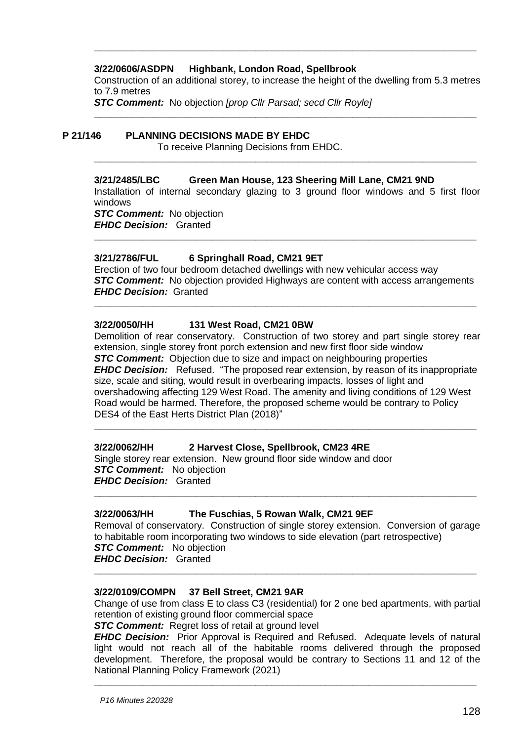---

**3/22/0606/ASDPN Highbank, London Road, Spellbrook**

Construction of an additional storey, to increase the height of the dwelling from 5.3 metres to 7.9 metres

***STC Comment:*** No objection *[prop Cllr Parsad; secd Cllr Royle]*

---

## P 21/146 PLANNING DECISIONS MADE BY EHDC

To receive Planning Decisions from EHDC.

---

**3/21/2485/LBC Green Man House, 123 Sheering Mill Lane, CM21 9ND**

Installation of internal secondary glazing to 3 ground floor windows and 5 first floor windows

***STC Comment:*** No objection

***EHDC Decision:*** Granted

---

**3/21/2786/FUL 6 Springhall Road, CM21 9ET**

Erection of two four bedroom detached dwellings with new vehicular access way

***STC Comment:*** No objection provided Highways are content with access arrangements

***EHDC Decision:*** Granted

---

**3/22/0050/HH 131 West Road, CM21 0BW**

Demolition of rear conservatory. Construction of two storey and part single storey rear extension, single storey front porch extension and new first floor side window

***STC Comment:*** Objection due to size and impact on neighbouring properties

***EHDC Decision:*** Refused. "The proposed rear extension, by reason of its inappropriate size, scale and siting, would result in overbearing impacts, losses of light and overshadowing affecting 129 West Road. The amenity and living conditions of 129 West Road would be harmed. Therefore, the proposed scheme would be contrary to Policy DES4 of the East Herts District Plan (2018)"

---

**3/22/0062/HH 2 Harvest Close, Spellbrook, CM23 4RE**

Single storey rear extension. New ground floor side window and door

***STC Comment:*** No objection

***EHDC Decision:*** Granted

---

**3/22/0063/HH The Fuschias, 5 Rowan Walk, CM21 9EF**

Removal of conservatory. Construction of single storey extension. Conversion of garage to habitable room incorporating two windows to side elevation (part retrospective)

***STC Comment:*** No objection

***EHDC Decision:*** Granted

---

**3/22/0109/COMPN 37 Bell Street, CM21 9AR**

Change of use from class E to class C3 (residential) for 2 one bed apartments, with partial retention of existing ground floor commercial space

***STC Comment:*** Regret loss of retail at ground level

***EHDC Decision:*** Prior Approval is Required and Refused. Adequate levels of natural light would not reach all of the habitable rooms delivered through the proposed development. Therefore, the proposal would be contrary to Sections 11 and 12 of the National Planning Policy Framework (2021)

---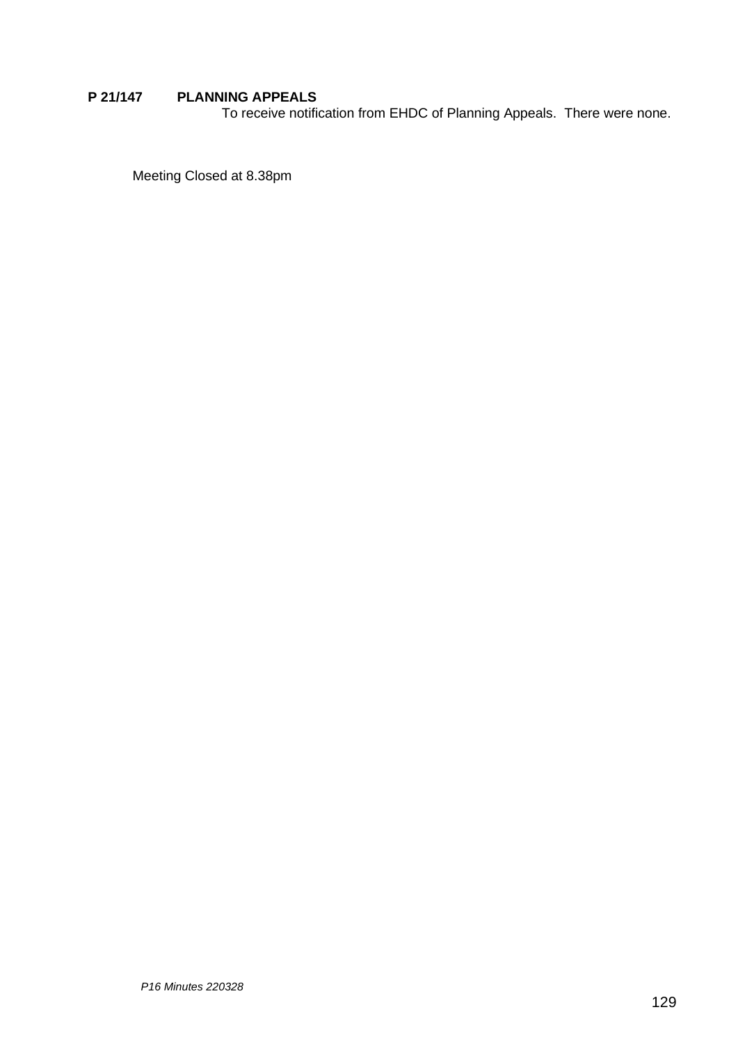**P 21/147 PLANNING APPEALS**

To receive notification from EHDC of Planning Appeals. There were none.

Meeting Closed at 8.38pm